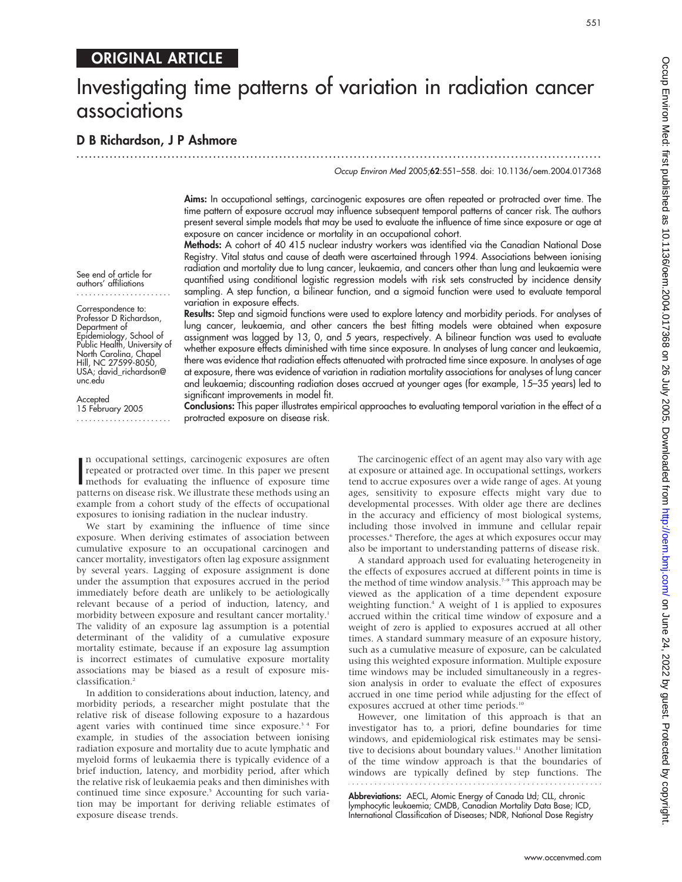ORIGINAL ARTICLE

# Investigating time patterns of variation in radiation cancer associations

## D B Richardson, J P Ashmore

See end of article for authors' affiliations

Correspondence to: Professor D Richardson, Department of Epidemiology, School of Public Health, University of North Carolina, Chapel Hill, NC 27599-8050, USA; david_richardson@unc.edu

Accepted 15 February 2005

**Aims:** In occupational settings, carcinogenic exposures are often repeated or protracted over time. The time pattern of exposure accrual may influence subsequent temporal patterns of cancer risk. The authors present several simple models that may be used to evaluate the influence of time since exposure or age at exposure on cancer incidence or mortality in an occupational cohort.

**Methods:** A cohort of 40 415 nuclear industry workers was identified via the Canadian National Dose Registry. Vital status and cause of death were ascertained through 1994. Associations between ionising radiation and mortality due to lung cancer, leukaemia, and cancers other than lung and leukaemia were quantified using conditional logistic regression models with risk sets constructed by incidence density sampling. A step function, a bilinear function, and a sigmoid function were used to evaluate temporal variation in exposure effects.

**Results:** Step and sigmoid functions were used to explore latency and morbidity periods. For analyses of lung cancer, leukaemia, and other cancers the best fitting models were obtained when exposure assignment was lagged by 13, 0, and 5 years, respectively. A bilinear function was used to evaluate whether exposure effects diminished with time since exposure. In analyses of lung cancer and leukaemia, there was evidence that radiation effects attenuated with protracted time since exposure. In analyses of age at exposure, there was evidence of variation in radiation mortality associations for analyses of lung cancer and leukaemia; discounting radiation doses accrued at younger ages (for example, 15–35 years) led to significant improvements in model fit.

**Conclusions:** This paper illustrates empirical approaches to evaluating temporal variation in the effect of a protracted exposure on disease risk.

In occupational settings, carcinogenic exposures are often repeated or protracted over time. In this paper we present methods for evaluating the influence of exposure time patterns on disease risk. We illustrate these methods using an example from a cohort study of the effects of occupational exposures to ionising radiation in the nuclear industry.

We start by examining the influence of time since exposure. When deriving estimates of association between cumulative exposure to an occupational carcinogen and cancer mortality, investigators often lag exposure assignment by several years. Lagging of exposure assignment is done under the assumption that exposures accrued in the period immediately before death are unlikely to be aetiologically relevant because of a period of induction, latency, and morbidity between exposure and resultant cancer mortality.[1] The validity of an exposure lag assumption is a potential determinant of the validity of a cumulative exposure mortality estimate, because if an exposure lag assumption is incorrect estimates of cumulative exposure mortality associations may be biased as a result of exposure misclassification.[2]

In addition to considerations about induction, latency, and morbidity periods, a researcher might postulate that the relative risk of disease following exposure to a hazardous agent varies with continued time since exposure.[3,4] For example, in studies of the association between ionising radiation exposure and mortality due to acute lymphatic and myeloid forms of leukaemia there is typically evidence of a brief induction, latency, and morbidity period, after which the relative risk of leukaemia peaks and then diminishes with continued time since exposure.[5] Accounting for such variation may be important for deriving reliable estimates of exposure disease trends.

The carcinogenic effect of an agent may also vary with age at exposure or attained age. In occupational settings, workers tend to accrue exposures over a wide range of ages. At young ages, sensitivity to exposure effects might vary due to developmental processes. With older age there are declines in the accuracy and efficiency of most biological systems, including those involved in immune and cellular repair processes.[6] Therefore, the ages at which exposures occur may also be important to understanding patterns of disease risk.

A standard approach used for evaluating heterogeneity in the effects of exposures accrued at different points in time is the method of time window analysis.[7–9] This approach may be viewed as the application of a time dependent exposure weighting function.[4] A weight of 1 is applied to exposures accrued within the critical time window of exposure and a weight of zero is applied to exposures accrued at all other times. A standard summary measure of an exposure history, such as a cumulative measure of exposure, can be calculated using this weighted exposure information. Multiple exposure time windows may be included simultaneously in a regression analysis in order to evaluate the effect of exposures accrued in one time period while adjusting for the effect of exposures accrued at other time periods.[10]

However, one limitation of this approach is that an investigator has to, a priori, define boundaries for time windows, and epidemiological risk estimates may be sensitive to decisions about boundary values.[11] Another limitation of the time window approach is that the boundaries of windows are typically defined by step functions. The

**Abbreviations:** AECL, Atomic Energy of Canada Ltd; CLL, chronic lymphocytic leukaemia; CMDB, Canadian Mortality Data Base; ICD, International Classification of Diseases; NDR, National Dose Registry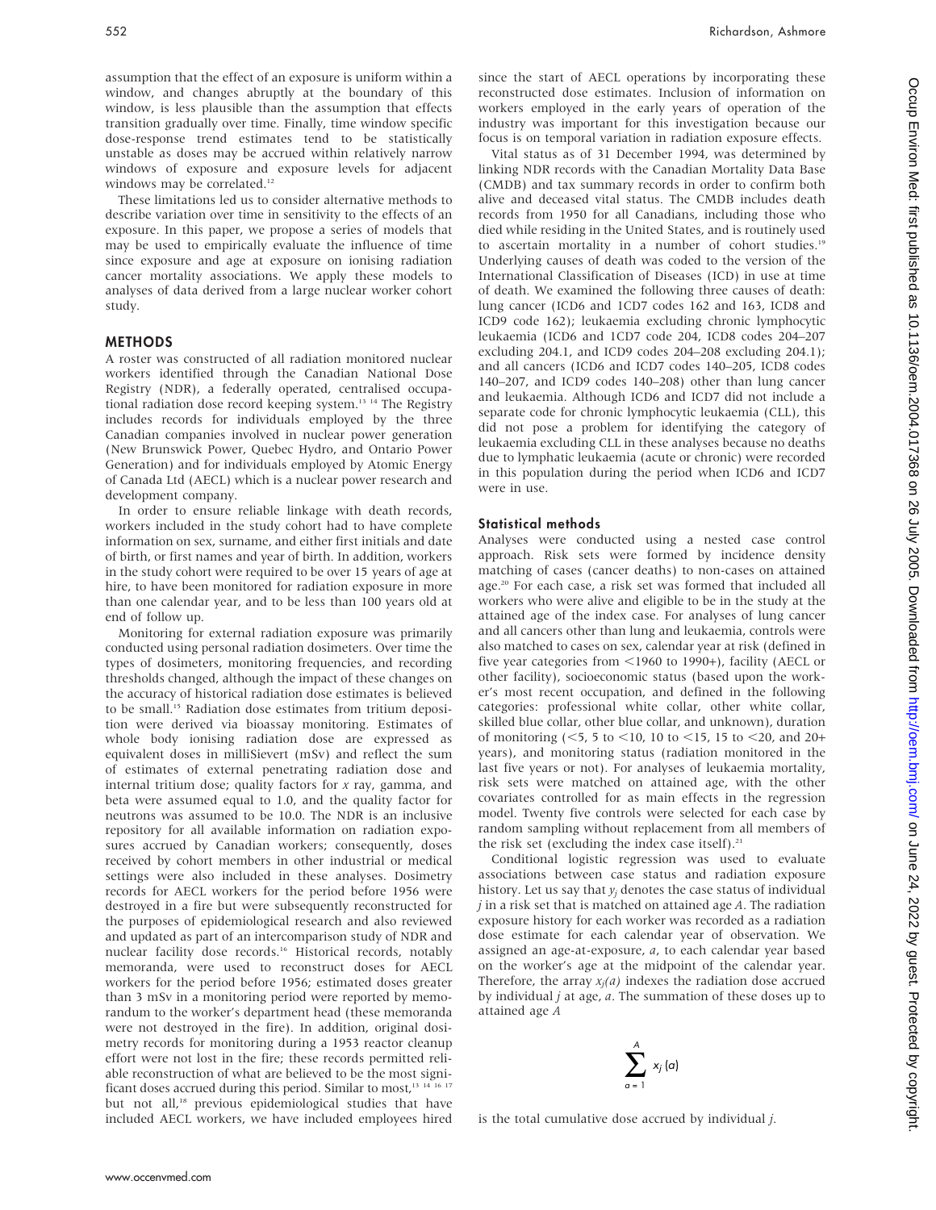assumption that the effect of an exposure is uniform within a window, and changes abruptly at the boundary of this window, is less plausible than the assumption that effects transition gradually over time. Finally, time window specific dose-response trend estimates tend to be statistically unstable as doses may be accrued within relatively narrow windows of exposure and exposure levels for adjacent windows may be correlated.[12]

These limitations led us to consider alternative methods to describe variation over time in sensitivity to the effects of an exposure. In this paper, we propose a series of models that may be used to empirically evaluate the influence of time since exposure and age at exposure on ionising radiation cancer mortality associations. We apply these models to analyses of data derived from a large nuclear worker cohort study.

## METHODS

A roster was constructed of all radiation monitored nuclear workers identified through the Canadian National Dose Registry (NDR), a federally operated, centralised occupational radiation dose record keeping system.[13 14] The Registry includes records for individuals employed by the three Canadian companies involved in nuclear power generation (New Brunswick Power, Quebec Hydro, and Ontario Power Generation) and for individuals employed by Atomic Energy of Canada Ltd (AECL) which is a nuclear power research and development company.

In order to ensure reliable linkage with death records, workers included in the study cohort had to have complete information on sex, surname, and either first initials and date of birth, or first names and year of birth. In addition, workers in the study cohort were required to be over 15 years of age at hire, to have been monitored for radiation exposure in more than one calendar year, and to be less than 100 years old at end of follow up.

Monitoring for external radiation exposure was primarily conducted using personal radiation dosimeters. Over time the types of dosimeters, monitoring frequencies, and recording thresholds changed, although the impact of these changes on the accuracy of historical radiation dose estimates is believed to be small.[15] Radiation dose estimates from tritium deposition were derived via bioassay monitoring. Estimates of whole body ionising radiation dose are expressed as equivalent doses in milliSievert (mSv) and reflect the sum of estimates of external penetrating radiation dose and internal tritium dose; quality factors for *x* ray, gamma, and beta were assumed equal to 1.0, and the quality factor for neutrons was assumed to be 10.0. The NDR is an inclusive repository for all available information on radiation exposures accrued by Canadian workers; consequently, doses received by cohort members in other industrial or medical settings were also included in these analyses. Dosimetry records for AECL workers for the period before 1956 were destroyed in a fire but were subsequently reconstructed for the purposes of epidemiological research and also reviewed and updated as part of an intercomparison study of NDR and nuclear facility dose records.[16] Historical records, notably memoranda, were used to reconstruct doses for AECL workers for the period before 1956; estimated doses greater than 3 mSv in a monitoring period were reported by memorandum to the worker's department head (these memoranda were not destroyed in the fire). In addition, original dosimetry records for monitoring during a 1953 reactor cleanup effort were not lost in the fire; these records permitted reliable reconstruction of what are believed to be the most significant doses accrued during this period. Similar to most,[13 14 16 17] but not all,[18] previous epidemiological studies that have included AECL workers, we have included employees hired since the start of AECL operations by incorporating these reconstructed dose estimates. Inclusion of information on workers employed in the early years of operation of the industry was important for this investigation because our focus is on temporal variation in radiation exposure effects.

Vital status as of 31 December 1994, was determined by linking NDR records with the Canadian Mortality Data Base (CMDB) and tax summary records in order to confirm both alive and deceased vital status. The CMDB includes death records from 1950 for all Canadians, including those who died while residing in the United States, and is routinely used to ascertain mortality in a number of cohort studies.[19] Underlying causes of death was coded to the version of the International Classification of Diseases (ICD) in use at time of death. We examined the following three causes of death: lung cancer (ICD6 and ICD7 codes 162 and 163, ICD8 and ICD9 code 162); leukaemia excluding chronic lymphocytic leukaemia (ICD6 and ICD7 code 204, ICD8 codes 204–207 excluding 204.1, and ICD9 codes 204–208 excluding 204.1); and all cancers (ICD6 and ICD7 codes 140–205, ICD8 codes 140–207, and ICD9 codes 140–208) other than lung cancer and leukaemia. Although ICD6 and ICD7 did not include a separate code for chronic lymphocytic leukaemia (CLL), this did not pose a problem for identifying the category of leukaemia excluding CLL in these analyses because no deaths due to lymphatic leukaemia (acute or chronic) were recorded in this population during the period when ICD6 and ICD7 were in use.

### Statistical methods

Analyses were conducted using a nested case control approach. Risk sets were formed by incidence density matching of cases (cancer deaths) to non-cases on attained age.[20] For each case, a risk set was formed that included all workers who were alive and eligible to be in the study at the attained age of the index case. For analyses of lung cancer and all cancers other than lung and leukaemia, controls were also matched to cases on sex, calendar year at risk (defined in five year categories from <1960 to 1990+), facility (AECL or other facility), socioeconomic status (based upon the worker's most recent occupation, and defined in the following categories: professional white collar, other white collar, skilled blue collar, other blue collar, and unknown), duration of monitoring (<5, 5 to <10, 10 to <15, 15 to <20, and 20+ years), and monitoring status (radiation monitored in the last five years or not). For analyses of leukaemia mortality, risk sets were matched on attained age, with the other covariates controlled for as main effects in the regression model. Twenty five controls were selected for each case by random sampling without replacement from all members of the risk set (excluding the index case itself).[21]

Conditional logistic regression was used to evaluate associations between case status and radiation exposure history. Let us say that $y_j$ denotes the case status of individual $j$ in a risk set that is matched on attained age $A$. The radiation exposure history for each worker was recorded as a radiation dose estimate for each calendar year of observation. We assigned an age-at-exposure, $a$, to each calendar year based on the worker's age at the midpoint of the calendar year. Therefore, the array $x_j(a)$ indexes the radiation dose accrued by individual $j$ at age, $a$. The summation of these doses up to attained age $A$

$$\sum_{a=1}^{A} x_j(a)$$

is the total cumulative dose accrued by individual $j$.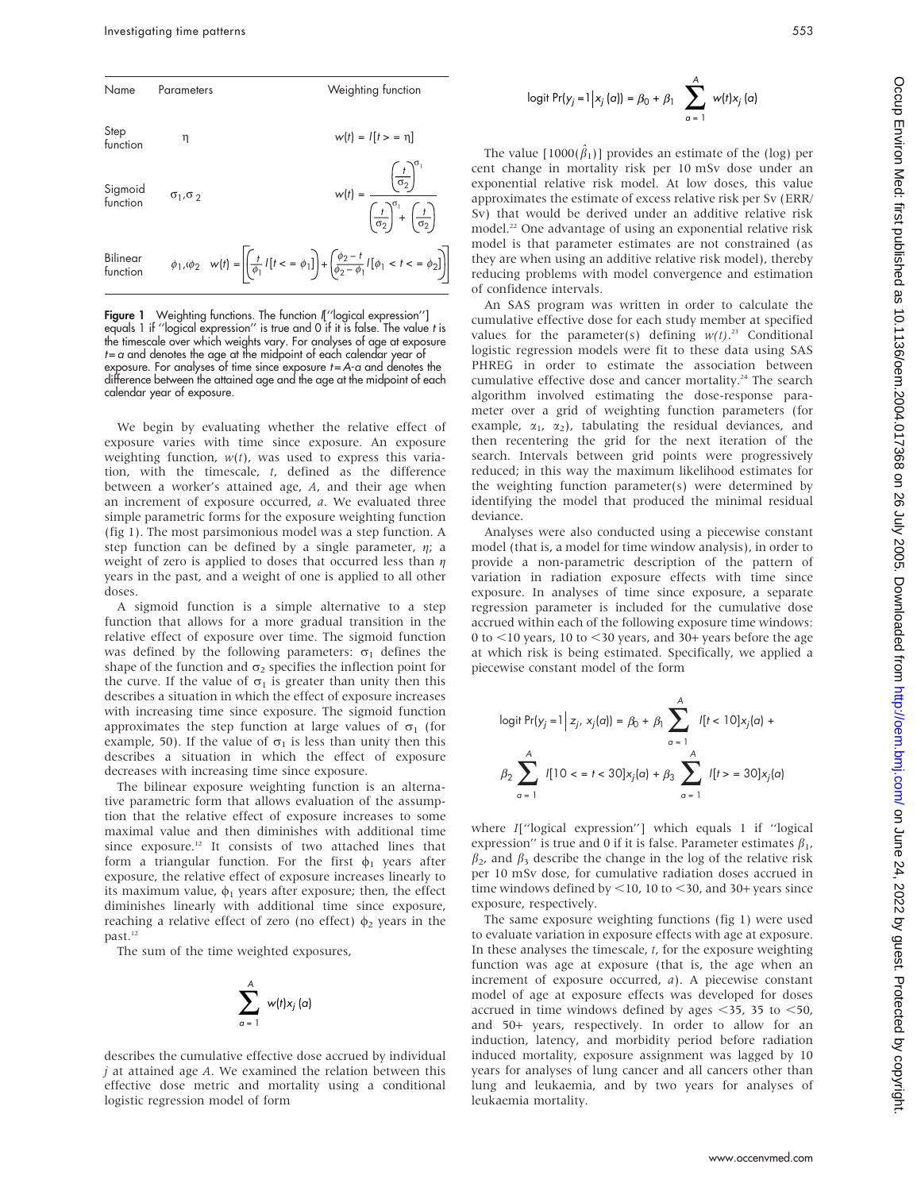| Name | Parameters | Weighting function |
|---|---|---|
| Step function | $\eta$ | $w(t) = I[t >= \eta]$ |
| Sigmoid function | $\sigma_1, \sigma_2$ | $w(t) = \dfrac{\left(\frac{t}{\sigma_2}\right)^{\sigma_1}}{\left(\frac{t}{\sigma_2}\right)^{\sigma_1} + \left(\frac{t}{\sigma_2}\right)}$ |
| Bilinear function | $\phi_1, \phi_2$ | $w(t) = \left[\left(\frac{t}{\phi_1} I[t <= \phi_1]\right) + \left(\frac{\phi_2 - t}{\phi_2 - \phi_1} I[\phi_1 < t <= \phi_2]\right)\right]$ |

**Figure 1** Weighting functions. The function *I*["logical expression"] equals 1 if "logical expression" is true and 0 if it is false. The value *t* is the timescale over which weights vary. For analyses of age at exposure $t = a$ and denotes the age at the midpoint of each calendar year of exposure. For analyses of time since exposure $t = A - a$ and denotes the difference between the attained age and the age at the midpoint of each calendar year of exposure.

We begin by evaluating whether the relative effect of exposure varies with time since exposure. An exposure weighting function, $w(t)$, was used to express this variation, with the timescale, $t$, defined as the difference between a worker's attained age, $A$, and their age when an increment of exposure occurred, $a$. We evaluated three simple parametric forms for the exposure weighting function (fig 1). The most parsimonious model was a step function. A step function can be defined by a single parameter, $\eta$; a weight of zero is applied to doses that occurred less than $\eta$ years in the past, and a weight of one is applied to all other doses.

A sigmoid function is a simple alternative to a step function that allows for a more gradual transition in the relative effect of exposure over time. The sigmoid function was defined by the following parameters: $\sigma_1$ defines the shape of the function and $\sigma_2$ specifies the inflection point for the curve. If the value of $\sigma_1$ is greater than unity then this describes a situation in which the effect of exposure increases with increasing time since exposure. The sigmoid function approximates the step function at large values of $\sigma_1$ (for example, 50). If the value of $\sigma_1$ is less than unity then this describes a situation in which the effect of exposure decreases with increasing time since exposure.

The bilinear exposure weighting function is an alternative parametric form that allows evaluation of the assumption that the relative effect of exposure increases to some maximal value and then diminishes with additional time since exposure.[12] It consists of two attached lines that form a triangular function. For the first $\phi_1$ years after exposure, the relative effect of exposure increases linearly to its maximum value, $\phi_1$ years after exposure; then, the effect diminishes linearly with additional time since exposure, reaching a relative effect of zero (no effect) $\phi_2$ years in the past.[12]

The sum of the time weighted exposures,

$$\sum_{a=1}^{A} w(t) x_j(a)$$

describes the cumulative effective dose accrued by individual $j$ at attained age $A$. We examined the relation between this effective dose metric and mortality using a conditional logistic regression model of form

$$\text{logit } \Pr(y_j = 1 | x_j(a)) = \beta_0 + \beta_1 \sum_{a=1}^{A} w(t) x_j(a)$$

The value $[1000(\hat{\beta}_1)]$ provides an estimate of the (log) per cent change in mortality risk per 10 mSv dose under an exponential relative risk model. At low doses, this value approximates the estimate of excess relative risk per Sv (ERR/Sv) that would be derived under an additive relative risk model.[22] One advantage of using an exponential relative risk model is that parameter estimates are not constrained (as they are when using an additive relative risk model), thereby reducing problems with model convergence and estimation of confidence intervals.

An SAS program was written in order to calculate the cumulative effective dose for each study member at specified values for the parameter(s) defining $w(t)$.[23] Conditional logistic regression models were fit to these data using SAS PHREG in order to estimate the association between cumulative effective dose and cancer mortality.[24] The search algorithm involved estimating the dose-response parameter over a grid of weighting function parameters (for example, $\alpha_1$, $\alpha_2$), tabulating the residual deviances, and then recentering the grid for the next iteration of the search. Intervals between grid points were progressively reduced; in this way the maximum likelihood estimates for the weighting function parameter(s) were determined by identifying the model that produced the minimal residual deviance.

Analyses were also conducted using a piecewise constant model (that is, a model for time window analysis), in order to provide a non-parametric description of the pattern of variation in radiation exposure effects with time since exposure. In analyses of time since exposure, a separate regression parameter is included for the cumulative dose accrued within each of the following exposure time windows: 0 to <10 years, 10 to <30 years, and 30+ years before the age at which risk is being estimated. Specifically, we applied a piecewise constant model of the form

$$\text{logit } \Pr(y_j = 1 | z_j, x_j(a)) = \beta_0 + \beta_1 \sum_{a=1}^{A} I[t < 10] x_j(a) + \beta_2 \sum_{a=1}^{A} I[10 <= t < 30] x_j(a) + \beta_3 \sum_{a=1}^{A} I[t >= 30] x_j(a)$$

where *I*["logical expression"] which equals 1 if "logical expression" is true and 0 if it is false. Parameter estimates $\beta_1$, $\beta_2$, and $\beta_3$ describe the change in the log of the relative risk per 10 mSv dose, for cumulative radiation doses accrued in time windows defined by <10, 10 to <30, and 30+ years since exposure, respectively.

The same exposure weighting functions (fig 1) were used to evaluate variation in exposure effects with age at exposure. In these analyses the timescale, $t$, for the exposure weighting function was age at exposure (that is, the age when an increment of exposure occurred, $a$). A piecewise constant model of age at exposure effects was developed for doses accrued in time windows defined by ages <35, 35 to <50, and 50+ years, respectively. In order to allow for an induction, latency, and morbidity period before radiation induced mortality, exposure assignment was lagged by 10 years for analyses of lung cancer and all cancers other than lung and leukaemia, and by two years for analyses of leukaemia mortality.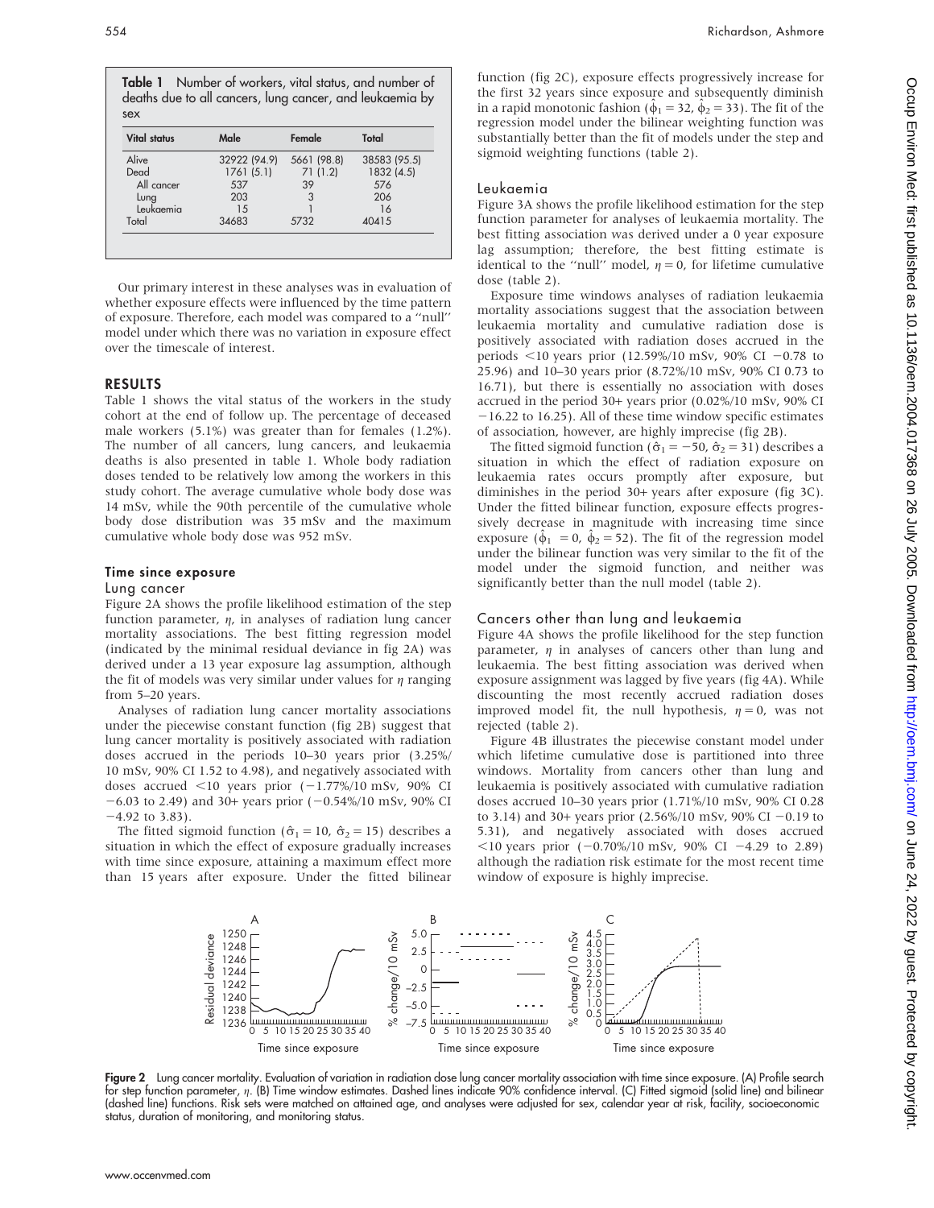**Table 1** Number of workers, vital status, and number of deaths due to all cancers, lung cancer, and leukaemia by sex

| Vital status | Male | Female | Total |
|---|---|---|---|
| Alive | 32922 (94.9) | 5661 (98.8) | 38583 (95.5) |
| Dead | 1761 (5.1) | 71 (1.2) | 1832 (4.5) |
| All cancer | 537 | 39 | 576 |
| Lung | 203 | 3 | 206 |
| Leukaemia | 15 | 1 | 16 |
| Total | 34683 | 5732 | 40415 |

Our primary interest in these analyses was in evaluation of whether exposure effects were influenced by the time pattern of exposure. Therefore, each model was compared to a ''null'' model under which there was no variation in exposure effect over the timescale of interest.

## RESULTS

Table 1 shows the vital status of the workers in the study cohort at the end of follow up. The percentage of deceased male workers (5.1%) was greater than for females (1.2%). The number of all cancers, lung cancers, and leukaemia deaths is also presented in table 1. Whole body radiation doses tended to be relatively low among the workers in this study cohort. The average cumulative whole body dose was 14 mSv, while the 90th percentile of the cumulative whole body dose distribution was 35 mSv and the maximum cumulative whole body dose was 952 mSv.

### Time since exposure

#### Lung cancer

Figure 2A shows the profile likelihood estimation of the step function parameter, $\eta$, in analyses of radiation lung cancer mortality associations. The best fitting regression model (indicated by the minimal residual deviance in fig 2A) was derived under a 13 year exposure lag assumption, although the fit of models was very similar under values for $\eta$ ranging from 5–20 years.

Analyses of radiation lung cancer mortality associations under the piecewise constant function (fig 2B) suggest that lung cancer mortality is positively associated with radiation doses accrued in the periods 10–30 years prior (3.25%/10 mSv, 90% CI 1.52 to 4.98), and negatively associated with doses accrued <10 years prior (−1.77%/10 mSv, 90% CI −6.03 to 2.49) and 30+ years prior (−0.54%/10 mSv, 90% CI −4.92 to 3.83).

The fitted sigmoid function ($\hat{\sigma}_1 = 10$, $\hat{\sigma}_2 = 15$) describes a situation in which the effect of exposure gradually increases with time since exposure, attaining a maximum effect more than 15 years after exposure. Under the fitted bilinear function (fig 2C), exposure effects progressively increase for the first 32 years since exposure and subsequently diminish in a rapid monotonic fashion ($\hat{\phi}_1 = 32$, $\hat{\phi}_2 = 33$). The fit of the regression model under the bilinear weighting function was substantially better than the fit of models under the step and sigmoid weighting functions (table 2).

#### Leukaemia

Figure 3A shows the profile likelihood estimation for the step function parameter for analyses of leukaemia mortality. The best fitting association was derived under a 0 year exposure lag assumption; therefore, the best fitting estimate is identical to the ''null'' model, $\eta = 0$, for lifetime cumulative dose (table 2).

Exposure time windows analyses of radiation leukaemia mortality associations suggest that the association between leukaemia mortality and cumulative radiation dose is positively associated with radiation doses accrued in the periods <10 years prior (12.59%/10 mSv, 90% CI −0.78 to 25.96) and 10–30 years prior (8.72%/10 mSv, 90% CI 0.73 to 16.71), but there is essentially no association with doses accrued in the period 30+ years prior (0.02%/10 mSv, 90% CI −16.22 to 16.25). All of these time window specific estimates of association, however, are highly imprecise (fig 2B).

The fitted sigmoid function ($\hat{\sigma}_1 = -50$, $\hat{\sigma}_2 = 31$) describes a situation in which the effect of radiation exposure on leukaemia rates occurs promptly after exposure, but diminishes in the period 30+ years after exposure (fig 3C). Under the fitted bilinear function, exposure effects progressively decrease in magnitude with increasing time since exposure ($\hat{\phi}_1 = 0$, $\hat{\phi}_2 = 52$). The fit of the regression model under the bilinear function was very similar to the fit of the model under the sigmoid function, and neither was significantly better than the null model (table 2).

#### Cancers other than lung and leukaemia

Figure 4A shows the profile likelihood for the step function parameter, $\eta$ in analyses of cancers other than lung and leukaemia. The best fitting association was derived when exposure assignment was lagged by five years (fig 4A). While discounting the most recently accrued radiation doses improved model fit, the null hypothesis, $\eta = 0$, was not rejected (table 2).

Figure 4B illustrates the piecewise constant model under which lifetime cumulative dose is partitioned into three windows. Mortality from cancers other than lung and leukaemia is positively associated with cumulative radiation doses accrued 10–30 years prior (1.71%/10 mSv, 90% CI 0.28 to 3.14) and 30+ years prior (2.56%/10 mSv, 90% CI −0.19 to 5.31), and negatively associated with doses accrued <10 years prior (−0.70%/10 mSv, 90% CI −4.29 to 2.89) although the radiation risk estimate for the most recent time window of exposure is highly imprecise.

A
Residual deviance
1250
1248
1246
1244
1242
1240
1238
1236
0 5 10 15 20 25 30 35 40
Time since exposure

B
% change/10 mSv
5.0
2.5
0
−2.5
−5.0
−7.5
0 5 10 15 20 25 30 35 40
Time since exposure

C
% change/10 mSv
4.5
4.0
3.5
3.0
2.5
2.0
1.5
1.0
0.5
0
0 5 10 15 20 25 30 35 40
Time since exposure

**Figure 2** Lung cancer mortality. Evaluation of variation in radiation dose lung cancer mortality association with time since exposure. (A) Profile search for step function parameter, $\eta$. (B) Time window estimates. Dashed lines indicate 90% confidence interval. (C) Fitted sigmoid (solid line) and bilinear (dashed line) functions. Risk sets were matched on attained age, and analyses were adjusted for sex, calendar year at risk, facility, socioeconomic status, duration of monitoring, and monitoring status.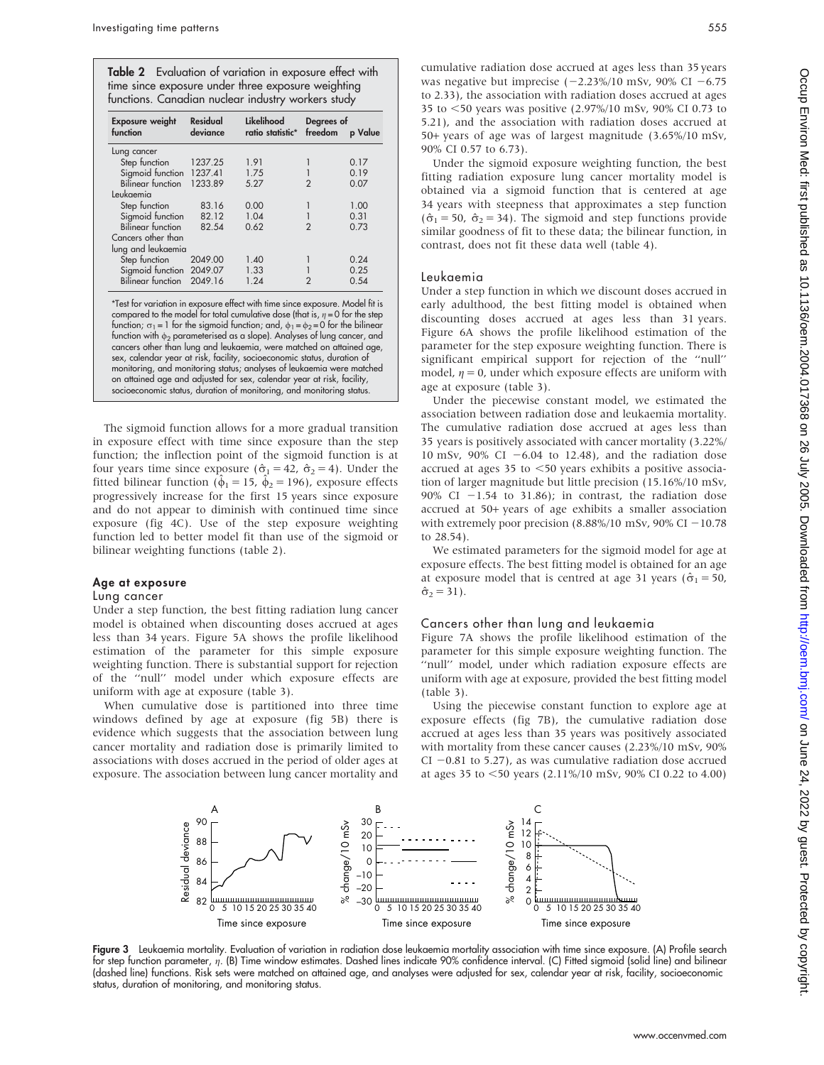**Table 2** Evaluation of variation in exposure effect with time since exposure under three exposure weighting functions. Canadian nuclear industry workers study

| Exposure weight function | Residual deviance | Likelihood ratio statistic* | Degrees of freedom | p Value |
|---|---|---|---|---|
| Lung cancer | | | | |
| Step function | 1237.25 | 1.91 | 1 | 0.17 |
| Sigmoid function | 1237.41 | 1.75 | 1 | 0.19 |
| Bilinear function | 1233.89 | 5.27 | 2 | 0.07 |
| Leukaemia | | | | |
| Step function | 83.16 | 0.00 | 1 | 1.00 |
| Sigmoid function | 82.12 | 1.04 | 1 | 0.31 |
| Bilinear function | 82.54 | 0.62 | 2 | 0.73 |
| Cancers other than lung and leukaemia | | | | |
| Step function | 2049.00 | 1.40 | 1 | 0.24 |
| Sigmoid function | 2049.07 | 1.33 | 1 | 0.25 |
| Bilinear function | 2049.16 | 1.24 | 2 | 0.54 |

*Test for variation in exposure effect with time since exposure. Model fit is compared to the model for total cumulative dose (that is, $\eta = 0$ for the step function; $\sigma_1 = 1$ for the sigmoid function; and, $\phi_1 = \phi_2 = 0$ for the bilinear function with $\phi_2$ parameterised as a slope). Analyses of lung cancer, and cancers other than lung and leukaemia, were matched on attained age, sex, calendar year at risk, facility, socioeconomic status, duration of monitoring, and monitoring status; analyses of leukaemia were matched on attained age and adjusted for sex, calendar year at risk, facility, socioeconomic status, duration of monitoring, and monitoring status.

The sigmoid function allows for a more gradual transition in exposure effect with time since exposure than the step function; the inflection point of the sigmoid function is at four years time since exposure ($\hat{\sigma}_1 = 42$, $\hat{\sigma}_2 = 4$). Under the fitted bilinear function ($\hat{\phi}_1 = 15$, $\hat{\phi}_2 = 196$), exposure effects progressively increase for the first 15 years since exposure and do not appear to diminish with continued time since exposure (fig 4C). Use of the step exposure weighting function led to better model fit than use of the sigmoid or bilinear weighting functions (table 2).

## Age at exposure

### Lung cancer

Under a step function, the best fitting radiation lung cancer model is obtained when discounting doses accrued at ages less than 34 years. Figure 5A shows the profile likelihood estimation of the parameter for this simple exposure weighting function. There is substantial support for rejection of the "null" model under which exposure effects are uniform with age at exposure (table 3).

When cumulative dose is partitioned into three time windows defined by age at exposure (fig 5B) there is evidence which suggests that the association between lung cancer mortality and radiation dose is primarily limited to associations with doses accrued in the period of older ages at exposure. The association between lung cancer mortality and cumulative radiation dose accrued at ages less than 35 years was negative but imprecise (−2.23%/10 mSv, 90% CI −6.75 to 2.33), the association with radiation doses accrued at ages 35 to <50 years was positive (2.97%/10 mSv, 90% CI 0.73 to 5.21), and the association with radiation doses accrued at 50+ years of age was of largest magnitude (3.65%/10 mSv, 90% CI 0.57 to 6.73).

Under the sigmoid exposure weighting function, the best fitting radiation exposure lung cancer mortality model is obtained via a sigmoid function that is centered at age 34 years with steepness that approximates a step function ($\hat{\sigma}_1 = 50$, $\hat{\sigma}_2 = 34$). The sigmoid and step functions provide similar goodness of fit to these data; the bilinear function, in contrast, does not fit these data well (table 4).

### Leukaemia

Under a step function in which we discount doses accrued in early adulthood, the best fitting model is obtained when discounting doses accrued at ages less than 31 years. Figure 6A shows the profile likelihood estimation of the parameter for the step exposure weighting function. There is significant empirical support for rejection of the "null" model, $\eta = 0$, under which exposure effects are uniform with age at exposure (table 3).

Under the piecewise constant model, we estimated the association between radiation dose and leukaemia mortality. The cumulative radiation dose accrued at ages less than 35 years is positively associated with cancer mortality (3.22%/10 mSv, 90% CI −6.04 to 12.48), and the radiation dose accrued at ages 35 to <50 years exhibits a positive association of larger magnitude but little precision (15.16%/10 mSv, 90% CI −1.54 to 31.86); in contrast, the radiation dose accrued at 50+ years of age exhibits a smaller association with extremely poor precision (8.88%/10 mSv, 90% CI −10.78 to 28.54).

We estimated parameters for the sigmoid model for age at exposure effects. The best fitting model is obtained for an age at exposure model that is centred at age 31 years ($\hat{\sigma}_1 = 50$, $\hat{\sigma}_2 = 31$).

### Cancers other than lung and leukaemia

Figure 7A shows the profile likelihood estimation of the parameter for this simple exposure weighting function. The "null" model, under which radiation exposure effects are uniform with age at exposure, provided the best fitting model (table 3).

Using the piecewise constant function to explore age at exposure effects (fig 7B), the cumulative radiation dose accrued at ages less than 35 years was positively associated with mortality from these cancer causes (2.23%/10 mSv, 90% CI −0.81 to 5.27), as was cumulative radiation dose accrued at ages 35 to <50 years (2.11%/10 mSv, 90% CI 0.22 to 4.00)

A
Residual deviance
90
88
86
84
82
0 5 10 15 20 25 30 35 40
Time since exposure

B
% change/10 mSv
30
20
10
0
−10
−20
−30
0 5 10 15 20 25 30 35 40
Time since exposure

C
% change/10 mSv
14
12
10
8
6
4
2
0
0 5 10 15 20 25 30 35 40
Time since exposure

**Figure 3** Leukaemia mortality. Evaluation of variation in radiation dose leukaemia mortality association with time since exposure. (A) Profile search for step function parameter, $\eta$. (B) Time window estimates. Dashed lines indicate 90% confidence interval. (C) Fitted sigmoid (solid line) and bilinear (dashed line) functions. Risk sets were matched on attained age, and analyses were adjusted for sex, calendar year at risk, facility, socioeconomic status, duration of monitoring, and monitoring status.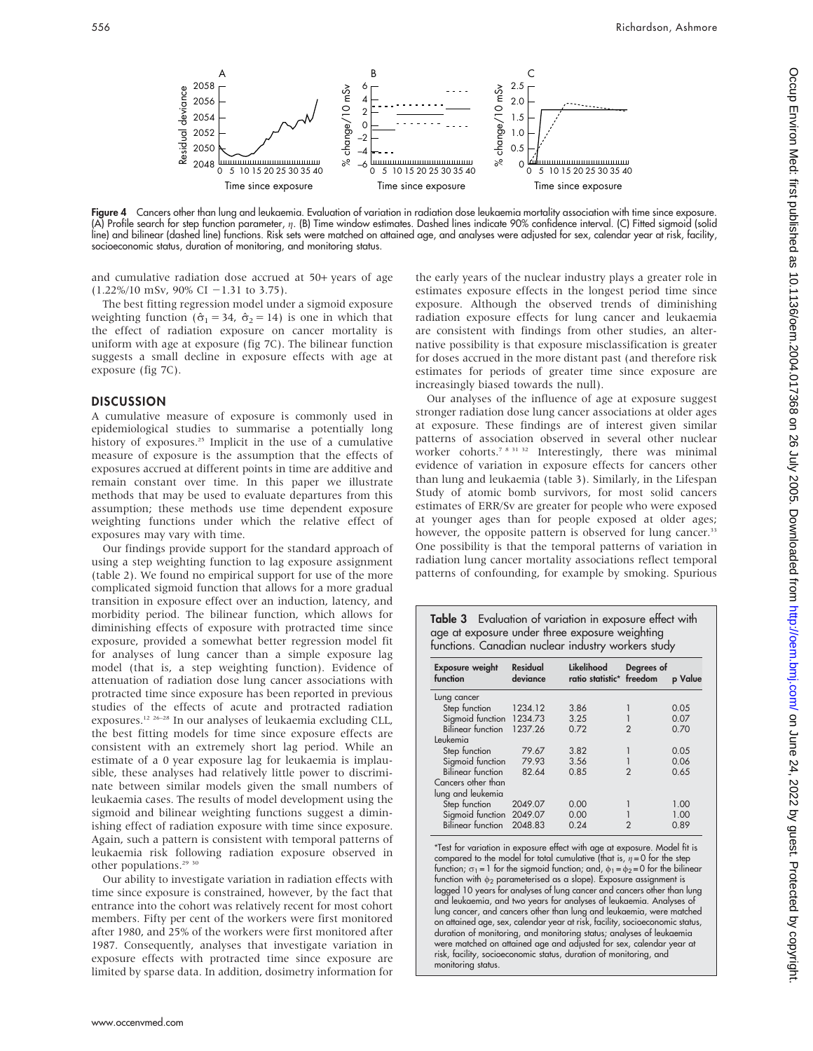A
Residual deviance
2058
2056
2054
2052
2050
2048
0 5 10 15 20 25 30 35 40
Time since exposure

B
% change/10 mSv
6
4
2
0
−2
−4
−6
0 5 10 15 20 25 30 35 40
Time since exposure

C
% change/10 mSv
2.5
2.0
1.5
1.0
0.5
0
0 5 10 15 20 25 30 35 40
Time since exposure

**Figure 4** Cancers other than lung and leukaemia. Evaluation of variation in radiation dose leukaemia mortality association with time since exposure. (A) Profile search for step function parameter, $\eta$. (B) Time window estimates. Dashed lines indicate 90% confidence interval. (C) Fitted sigmoid (solid line) and bilinear (dashed line) functions. Risk sets were matched on attained age, and analyses were adjusted for sex, calendar year at risk, facility, socioeconomic status, duration of monitoring, and monitoring status.

and cumulative radiation dose accrued at 50+ years of age (1.22%/10 mSv, 90% CI −1.31 to 3.75).

The best fitting regression model under a sigmoid exposure weighting function ($\hat{\sigma}_1 = 34$, $\hat{\sigma}_2 = 14$) is one in which that the effect of radiation exposure on cancer mortality is uniform with age at exposure (fig 7C). The bilinear function suggests a small decline in exposure effects with age at exposure (fig 7C).

## DISCUSSION

A cumulative measure of exposure is commonly used in epidemiological studies to summarise a potentially long history of exposures.[25] Implicit in the use of a cumulative measure of exposure is the assumption that the effects of exposures accrued at different points in time are additive and remain constant over time. In this paper we illustrate methods that may be used to evaluate departures from this assumption; these methods use time dependent exposure weighting functions under which the relative effect of exposures may vary with time.

Our findings provide support for the standard approach of using a step weighting function to lag exposure assignment (table 2). We found no empirical support for use of the more complicated sigmoid function that allows for a more gradual transition in exposure effect over an induction, latency, and morbidity period. The bilinear function, which allows for diminishing effects of exposure with protracted time since exposure, provided a somewhat better regression model fit for analyses of lung cancer than a simple exposure lag model (that is, a step weighting function). Evidence of attenuation of radiation dose lung cancer associations with protracted time since exposure has been reported in previous studies of the effects of acute and protracted radiation exposures.[12 26–28] In our analyses of leukaemia excluding CLL, the best fitting models for time since exposure effects are consistent with an extremely short lag period. While an estimate of a 0 year exposure lag for leukaemia is implausible, these analyses had relatively little power to discriminate between similar models given the small numbers of leukaemia cases. The results of model development using the sigmoid and bilinear weighting functions suggest a diminishing effect of radiation exposure with time since exposure. Again, such a pattern is consistent with temporal patterns of leukaemia risk following radiation exposure observed in other populations.[29 30]

Our ability to investigate variation in radiation effects with time since exposure is constrained, however, by the fact that entrance into the cohort was relatively recent for most cohort members. Fifty per cent of the workers were first monitored after 1980, and 25% of the workers were first monitored after 1987. Consequently, analyses that investigate variation in exposure effects with protracted time since exposure are limited by sparse data. In addition, dosimetry information for the early years of the nuclear industry plays a greater role in estimates exposure effects in the longest period time since exposure. Although the observed trends of diminishing radiation exposure effects for lung cancer and leukaemia are consistent with findings from other studies, an alternative possibility is that exposure misclassification is greater for doses accrued in the more distant past (and therefore risk estimates for periods of greater time since exposure are increasingly biased towards the null).

Our analyses of the influence of age at exposure suggest stronger radiation dose lung cancer associations at older ages at exposure. These findings are of interest given similar patterns of association observed in several other nuclear worker cohorts.[7 8 31 32] Interestingly, there was minimal evidence of variation in exposure effects for cancers other than lung and leukaemia (table 3). Similarly, in the Lifespan Study of atomic bomb survivors, for most solid cancers estimates of ERR/Sv are greater for people who were exposed at younger ages than for people exposed at older ages; however, the opposite pattern is observed for lung cancer.[33] One possibility is that the temporal patterns of variation in radiation lung cancer mortality associations reflect temporal patterns of confounding, for example by smoking. Spurious

**Table 3** Evaluation of variation in exposure effect with age at exposure under three exposure weighting functions. Canadian nuclear industry workers study

| Exposure weight function | Residual deviance | Likelihood ratio statistic* | Degrees of freedom | p Value |
|---|---|---|---|---|
| Lung cancer | | | | |
| Step function | 1234.12 | 3.86 | 1 | 0.05 |
| Sigmoid function | 1234.73 | 3.25 | 1 | 0.07 |
| Bilinear function | 1237.26 | 0.72 | 2 | 0.70 |
| Leukemia | | | | |
| Step function | 79.67 | 3.82 | 1 | 0.05 |
| Sigmoid function | 79.93 | 3.56 | 1 | 0.06 |
| Bilinear function | 82.64 | 0.85 | 2 | 0.65 |
| Cancers other than lung and leukemia | | | | |
| Step function | 2049.07 | 0.00 | 1 | 1.00 |
| Sigmoid function | 2049.07 | 0.00 | 1 | 1.00 |
| Bilinear function | 2048.83 | 0.24 | 2 | 0.89 |

*Test for variation in exposure effect with age at exposure. Model fit is compared to the model for total cumulative (that is, $\eta = 0$ for the step function; $\sigma_1 = 1$ for the sigmoid function; and, $\phi_1 = \phi_2 = 0$ for the bilinear function with $\phi_2$ parameterised as a slope). Exposure assignment is lagged 10 years for analyses of lung cancer and cancers other than lung and leukaemia, and two years for analyses of leukaemia. Analyses of lung cancer, and cancers other than lung and leukaemia, were matched on attained age, sex, calendar year at risk, facility, socioeconomic status, duration of monitoring, and monitoring status; analyses of leukaemia were matched on attained age and adjusted for sex, calendar year at risk, facility, socioeconomic status, duration of monitoring, and monitoring status.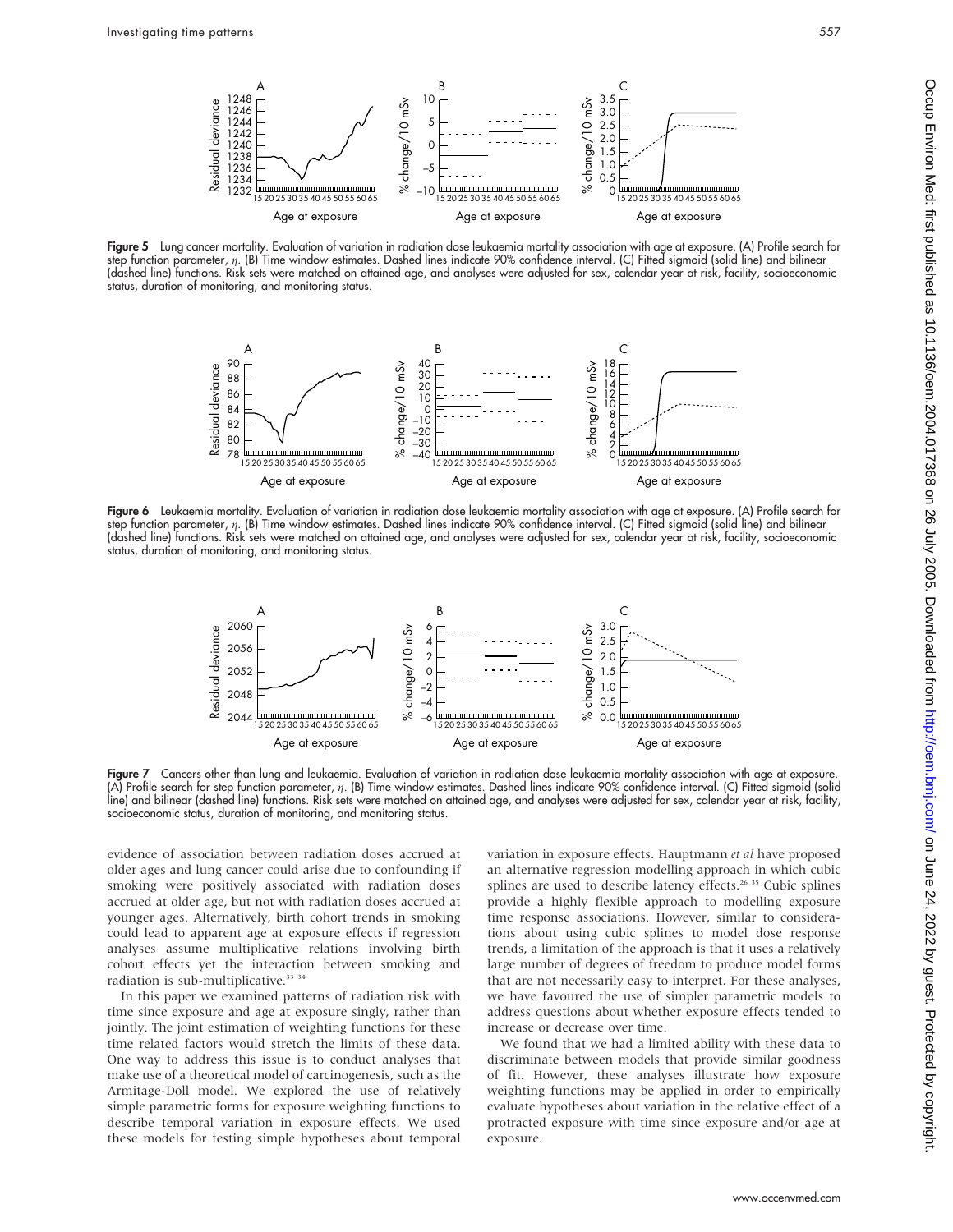A

1248
1246
1244
1242
1240
1238
1236
1234
1232

Residual deviance

15 20 25 30 35 40 45 50 55 60 65

Age at exposure

B

10
5
0
−5
−10

% change/10 mSv

15 20 25 30 35 40 45 50 55 60 65

Age at exposure

C

3.5
3.0
2.5
2.0
1.5
1.0
0.5
0

% change/10 mSv

15 20 25 30 35 40 45 50 55 60 65

Age at exposure

**Figure 5** Lung cancer mortality. Evaluation of variation in radiation dose leukaemia mortality association with age at exposure. (A) Profile search for step function parameter, $\eta$. (B) Time window estimates. Dashed lines indicate 90% confidence interval. (C) Fitted sigmoid (solid line) and bilinear (dashed line) functions. Risk sets were matched on attained age, and analyses were adjusted for sex, calendar year at risk, facility, socioeconomic status, duration of monitoring, and monitoring status.

A

90
88
86
84
82
80
78

Residual deviance

15 20 25 30 35 40 45 50 55 60 65

Age at exposure

B

40
30
20
10
0
−10
−20
−30
−40

% change/10 mSv

15 20 25 30 35 40 45 50 55 60 65

Age at exposure

C

18
16
14
12
10
8
6
4
2
0

% change/10 mSv

15 20 25 30 35 40 45 50 55 60 65

Age at exposure

**Figure 6** Leukaemia mortality. Evaluation of variation in radiation dose leukaemia mortality association with age at exposure. (A) Profile search for step function parameter, $\eta$. (B) Time window estimates. Dashed lines indicate 90% confidence interval. (C) Fitted sigmoid (solid line) and bilinear (dashed line) functions. Risk sets were matched on attained age, and analyses were adjusted for sex, calendar year at risk, facility, socioeconomic status, duration of monitoring, and monitoring status.

A

2060
2056
2052
2048
2044

Residual deviance

15 20 25 30 35 40 45 50 55 60 65

Age at exposure

B

6
4
2
0
−2
−4
−6

% change/10 mSv

15 20 25 30 35 40 45 50 55 60 65

Age at exposure

C

3.0
2.5
2.0
1.5
1.0
0.5
0.0

% change/10 mSv

15 20 25 30 35 40 45 50 55 60 65

Age at exposure

**Figure 7** Cancers other than lung and leukaemia. Evaluation of variation in radiation dose leukaemia mortality association with age at exposure. (A) Profile search for step function parameter, $\eta$. (B) Time window estimates. Dashed lines indicate 90% confidence interval. (C) Fitted sigmoid (solid line) and bilinear (dashed line) functions. Risk sets were matched on attained age, and analyses were adjusted for sex, calendar year at risk, facility, socioeconomic status, duration of monitoring, and monitoring status.

evidence of association between radiation doses accrued at older ages and lung cancer could arise due to confounding if smoking were positively associated with radiation doses accrued at older age, but not with radiation doses accrued at younger ages. Alternatively, birth cohort trends in smoking could lead to apparent age at exposure effects if regression analyses assume multiplicative relations involving birth cohort effects yet the interaction between smoking and radiation is sub-multiplicative.[33 34]

In this paper we examined patterns of radiation risk with time since exposure and age at exposure singly, rather than jointly. The joint estimation of weighting functions for these time related factors would stretch the limits of these data. One way to address this issue is to conduct analyses that make use of a theoretical model of carcinogenesis, such as the Armitage-Doll model. We explored the use of relatively simple parametric forms for exposure weighting functions to describe temporal variation in exposure effects. We used these models for testing simple hypotheses about temporal variation in exposure effects. Hauptmann *et al* have proposed an alternative regression modelling approach in which cubic splines are used to describe latency effects.[26 35] Cubic splines provide a highly flexible approach to modelling exposure time response associations. However, similar to considerations about using cubic splines to model dose response trends, a limitation of the approach is that it uses a relatively large number of degrees of freedom to produce model forms that are not necessarily easy to interpret. For these analyses, we have favoured the use of simpler parametric models to address questions about whether exposure effects tended to increase or decrease over time.

We found that we had a limited ability with these data to discriminate between models that provide similar goodness of fit. However, these analyses illustrate how exposure weighting functions may be applied in order to empirically evaluate hypotheses about variation in the relative effect of a protracted exposure with time since exposure and/or age at exposure.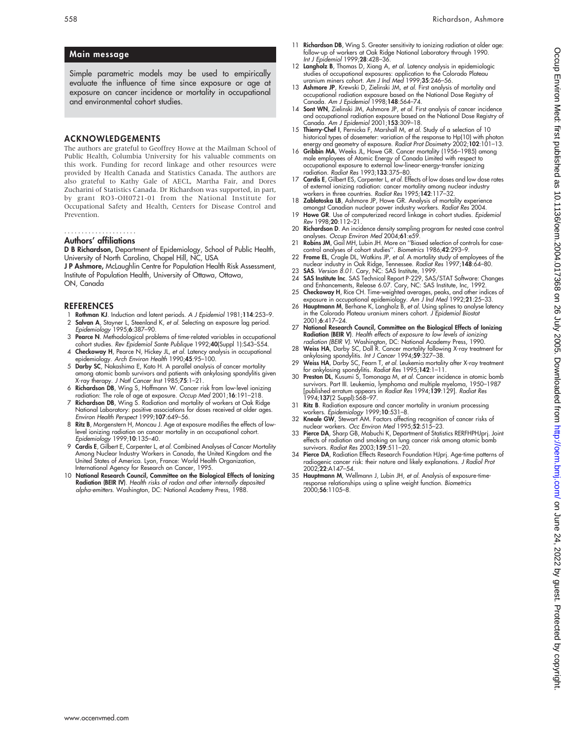## Main message

Simple parametric models may be used to empirically evaluate the influence of time since exposure or age at exposure on cancer incidence or mortality in occupational and environmental cohort studies.

## ACKNOWLEDGEMENTS

The authors are grateful to Geoffrey Howe at the Mailman School of Public Health, Columbia University for his valuable comments on this work. Funding for record linkage and other resources were provided by Health Canada and Statistics Canada. The authors are also grateful to Kathy Gale of AECL, Martha Fair, and Dores Zucharini of Statistics Canada. Dr Richardson was supported, in part, by grant RO3-OH0721-01 from the National Institute for Occupational Safety and Health, Centers for Disease Control and Prevention.

### Authors' affiliations

**D B Richardson,** Department of Epidemiology, School of Public Health, University of North Carolina, Chapel Hill, NC, USA

**J P Ashmore,** McLaughlin Centre for Population Health Risk Assessment, Institute of Population Health, University of Ottawa, Ottawa, ON, Canada

## REFERENCES

1. **Rothman KJ**. Induction and latent periods. *A J Epidemiol* 1981;**114**:253–9.
2. **Salvan A**, Stayner L, Steenland K, *et al*. Selecting an exposure lag period. *Epidemiology* 1995;**6**:387–90.
3. **Pearce N**. Methodological problems of time-related variables in occupational cohort studies. *Rev Epidemiol Sante Publique* 1992;**40**(Suppl 1):S43–S54.
4. **Checkoway H**, Pearce N, Hickey JL, *et al*. Latency analysis in occupational epidemiology. *Arch Environ Health* 1990;**45**:95–100.
5. **Darby SC**, Nakashima E, Kato H. A parallel analysis of cancer mortality among atomic bomb survivors and patients with ankylosing spondylitis given X-ray therapy. *J Natl Cancer Inst* 1985;**75**:1–21.
6. **Richardson DB**, Wing S, Hoffmann W. Cancer risk from low-level ionizing radiation: The role of age at exposure. *Occup Med* 2001;**16**:191–218.
7. **Richardson DB**, Wing S. Radiation and mortality of workers at Oak Ridge National Laboratory: positive associations for doses received at older ages. *Environ Health Perspect* 1999;**107**:649–56.
8. **Ritz B**, Morgenstern H, Moncau J. Age at exposure modifies the effects of low-level ionizing radiation on cancer mortality in an occupational cohort. *Epidemiology* 1999;**10**:135–40.
9. **Cardis E**, Gilbert E, Carpenter L, *et al*. Combined Analyses of Cancer Mortality Among Nuclear Industry Workers in Canada, the United Kingdom and the United States of America. Lyon, France: World Health Organization, International Agency for Research on Cancer, 1995.
10. **National Research Council, Committee on the Biological Effects of Ionizing Radiation (BEIR IV)**. *Health risks of radon and other internally deposited alpha-emitters*. Washington, DC: National Academy Press, 1988.
11. **Richardson DB**, Wing S. Greater sensitivity to ionizing radiation at older age: follow-up of workers at Oak Ridge National Laboratory through 1990. *Int J Epidemiol* 1999;**28**:428–36.
12. **Langholz B**, Thomas D, Xiang A, *et al*. Latency analysis in epidemiologic studies of occupational exposures: application to the Colorado Plateau uranium miners cohort. *Am J Ind Med* 1999;**35**:246–56.
13. **Ashmore JP**, Krewski D, Zielinski JM, *et al*. First analysis of mortality and occupational radiation exposure based on the National Dose Registry of Canada. *Am J Epidemiol* 1998;**148**:564–74.
14. **Sont WN**, Zielinski JM, Ashmore JP, *et al*. First analysis of cancer incidence and occupational radiation exposure based on the National Dose Registry of Canada. *Am J Epidemiol* 2001;**153**:309–18.
15. **Thierry-Chef I**, Pernicka F, Marshall M, *et al*. Study of a selection of 10 historical types of dosemeter: variation of the response to Hp(10) with photon energy and geometry of exposure. *Radiat Prot Dosimetry* 2002;**102**:101–13.
16. **Gribbin MA**, Weeks JL, Howe GR. Cancer mortality (1956–1985) among male employees of Atomic Energy of Canada Limited with respect to occupational exposure to external low-linear-energy-transfer ionizing radiation. *Radiat Res* 1993;**133**:375–80.
17. **Cardis E**, Gilbert ES, Carpenter L, *et al*. Effects of low doses and low dose rates of external ionizing radiation: cancer mortality among nuclear industry workers in three countries. *Radiat Res* 1995;**142**:117–32.
18. **Zablotska LB**, Ashmore JP, Howe GR. Analysis of mortality experience amongst Canadian nuclear power industry workers. *Radiat Res* 2004.
19. **Howe GR**. Use of computerized record linkage in cohort studies. *Epidemiol Rev* 1998;**20**:112–21.
20. **Richardson D**. An incidence density sampling program for nested case control analyses. *Occup Environ Med* 2004;**61**:e59.
21. **Robins JM**, Gail MH, Lubin JH. More on "Biased selection of controls for case-control analyses of cohort studies". *Biometrics* 1986;**42**:293–9.
22. **Frome EL**, Cragle DL, Watkins JP, *et al*. A mortality study of employees of the nuclear industry in Oak Ridge, Tennessee. *Radiat Res* 1997;**148**:64–80.
23. **SAS**. *Version 8.01*. Cary, NC: SAS Institute, 1999.
24. **SAS Institute Inc**. SAS Technical Report P-229, SAS/STAT Software: Changes and Enhancements, Release 6.07. Cary, NC: SAS Institute, Inc, 1992.
25. **Checkoway H**, Rice CH. Time-weighted averages, peaks, and other indices of exposure in occupational epidemiology. *Am J Ind Med* 1992;**21**:25–33.
26. **Hauptmann M**, Berhane K, Langholz B, *et al*. Using splines to analyse latency in the Colorado Plateau uranium miners cohort. *J Epidemiol Biostat* 2001;**6**:417–24.
27. **National Research Council, Committee on the Biological Effects of Ionizing Radiation (BEIR V)**. *Health effects of exposure to low levels of ionizing radiation (BEIR V)*. Washington, DC: National Academy Press, 1990.
28. **Weiss HA**, Darby SC, Doll R. Cancer mortality following X-ray treatment for ankylosing spondylitis. *Int J Cancer* 1994;**59**:327–38.
29. **Weiss HA**, Darby SC, Fearn T, *et al*. Leukemia mortality after X-ray treatment for ankylosing spondylitis. *Radiat Res* 1995;**142**:1–11.
30. **Preston DL**, Kusumi S, Tomonaga M, *et al*. Cancer incidence in atomic bomb survivors. Part III. Leukemia, lymphoma and multiple myeloma, 1950–1987 [published erratum appears in *Radiat Res* 1994;**139**:129]. *Radiat Res* 1994;**137**(2 Suppl):S68–97.
31. **Ritz B**. Radiation exposure and cancer mortality in uranium processing workers. *Epidemiology* 1999;**10**:531–8.
32. **Kneale GW**, Stewart AM. Factors affecting recognition of cancer risks of nuclear workers. *Occ Environ Med* 1995;**52**:515–23.
33. **Pierce DA**, Sharp GB, Mabuchi K, Department of Statistics RERFHPHJprj. Joint effects of radiation and smoking on lung cancer risk among atomic bomb survivors. *Radiat Res* 2003;**159**:511–20.
34. **Pierce DA**, Radiation Effects Research Foundation HJprj. Age-time patterns of radiogenic cancer risk: their nature and likely explanations. *J Radiol Prot* 2002;**22**:A147–54.
35. **Hauptmann M**, Wellmann J, Lubin JH, *et al*. Analysis of exposure-time-response relationships using a spline weight function. *Biometrics* 2000;**56**:1105–8.